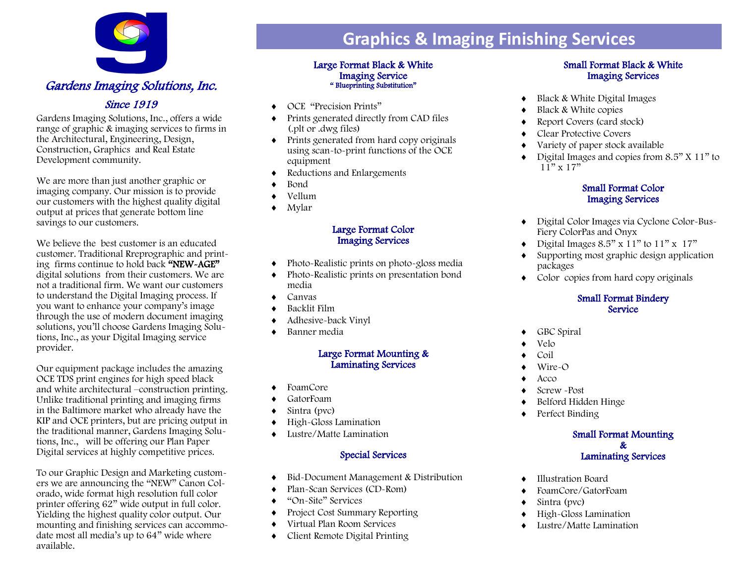# Gardens Imaging Solutions, Inc.

*Since 1919*

Gardens Imaging Solutions, Inc., offers a wide range of graphic & imaging services to firms in the Architectural, Engineering, Design, Construction, Graphics and Real Estate Development community.

We are more than just another graphic or imaging company. Our mission is to provide our customers with the highest quality digital output at prices that generate bottom line savings to our customers.

We believe the best customer is an educated customer. Traditional Rreprographic and printing firms continue to hold back **"NEW-AGE"** digital solutions from their customers. We are not a traditional firm. We want our customers to understand the Digital Imaging process. If you want to enhance your company's image through the use of modern document imaging solutions, you'll choose Gardens Imaging Solutions, Inc., as your Digital Imaging service provider.

Our equipment package includes the amazing OCE TDS print engines for high speed black and white architectural –construction printing. Unlike traditional printing and imaging firms in the Baltimore market who already have the KIP and OCE printers, but are pricing output in the traditional manner, Gardens Imaging Solutions, Inc., will be offering our Plan Paper Digital services at highly competitive prices.

To our Graphic Design and Marketing customers we are announcing the "NEW" Canon Colorado, wide format high resolution full color printer offering 62" wide output in full color. Yielding the highest quality color output. Our mounting and finishing services can accommodate most all media's up to 64" wide where available.

# Graphics & Imaging Finishing Services

## Large Format Black & White Imaging Service

" Blueprinting Substitution"

- OCE "Precision Prints"
- Prints generated directly from CAD files (.plt or .dwg files)
- Prints generated from hard copy originals using scan-to-print functions of the OCE equipment
- Reductions and Enlargements
- Bond
- Vellum
- Mylar

## Large Format Color Imaging Services

- Photo-Realistic prints on photo-gloss media
- Photo-Realistic prints on presentation bond media
- Canvas
- Backlit Film
- Adhesive-back Vinyl
- Banner media

## Large Format Mounting & Laminating Services

- FoamCore
- GatorFoam
- Sintra (pvc)
- High-Gloss Lamination
- Lustre/Matte Lamination

## Special Services

- Bid-Document Management & Distribution
- Plan-Scan Services (CD-Rom)
- "On-Site" Services
- Project Cost Summary Reporting
- Virtual Plan Room Services
- Client Remote Digital Printing

## Small Format Black & White Imaging Services

- Black & White Digital Images
- Black & White copies
- Report Covers (card stock)
- Clear Protective Covers
- Variety of paper stock available
- Digital Images and copies from 8.5" X 11" to 11" x 17"

## Small Format Color Imaging Services

- Digital Color Images via Cyclone Color-Bus-Fiery ColorPas and Onyx
- Digital Images 8.5" x 11" to 11" x 17"
- Supporting most graphic design application packages
- Color copies from hard copy originals

## Small Format Bindery Service

- GBC Spiral
- Velo
- Coil
- Wire-O
- Acco
- Screw -Post
- Belford Hidden Hinge
- Perfect Binding

## Small Format Mounting & Laminating Services

- Illustration Board
- FoamCore/GatorFoam
- Sintra (pvc)
- High-Gloss Lamination
- Lustre/Matte Lamination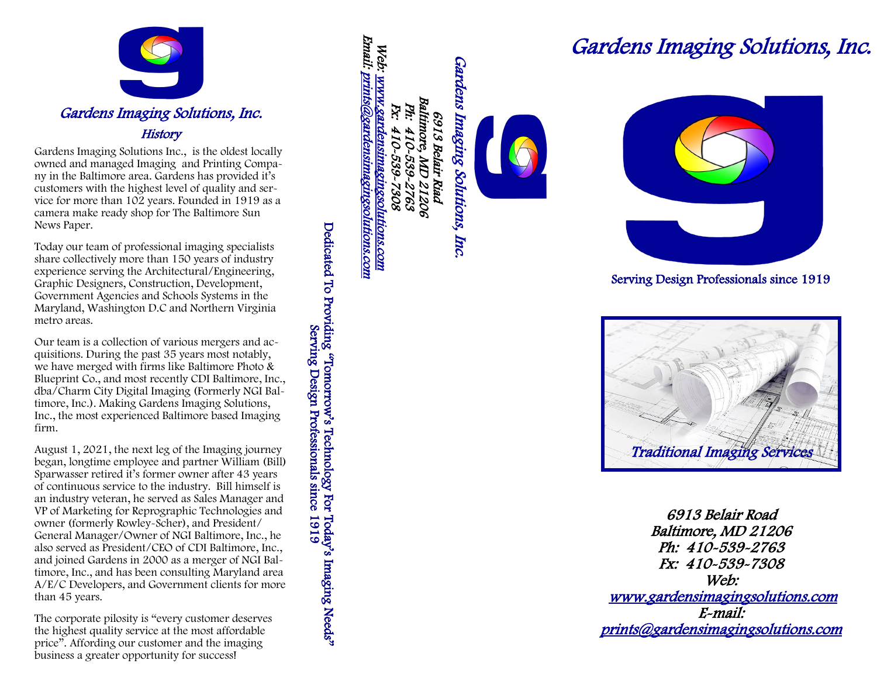## Gardens Imaging Solutions, Inc.

### History

Gardens Imaging Solutions Inc., is the oldest locally owned and managed Imaging and Printing Company in the Baltimore area. Gardens has provided it's customers with the highest level of quality and service for more than 102 years. Founded in 1919 as a camera make ready shop for The Baltimore Sun News Paper.

Today our team of professional imaging specialists share collectively more than 150 years of industry experience serving the Architectural/Engineering, Graphic Designers, Construction, Development, Government Agencies and Schools Systems in the Maryland, Washington D.C and Northern Virginia metro areas.

Our team is a collection of various mergers and acquisitions. During the past 35 years most notably, we have merged with firms like Baltimore Photo & Blueprint Co., and most recently CDI Baltimore, Inc., dba/Charm City Digital Imaging (Formerly NGI Baltimore, Inc.). Making Gardens Imaging Solutions, Inc., the most experienced Baltimore based Imaging firm.

August 1, 2021, the next leg of the Imaging journey began, longtime employee and partner William (Bill) Sparwasser retired it's former owner after 43 years of continuous service to the industry. Bill himself is an industry veteran, he served as Sales Manager and VP of Marketing for Reprographic Technologies and owner (formerly Rowley-Scher), and President/General Manager/Owner of NGI Baltimore, Inc., he also served as President/CEO of CDI Baltimore, Inc., and joined Gardens in 2000 as a merger of NGI Baltimore, Inc., and has been consulting Maryland area A/E/C Developers, and Government clients for more than 45 years.

The corporate pilosity is "every customer deserves the highest quality service at the most affordable price". Affording our customer and the imaging business a greater opportunity for success!

Dedicated To Providing "Tomorrow's Technology For Today's Imaging Needs"
Serving Design Professionals since 1919

*Gardens Imaging Solutions, Inc.*

*6913 Belair Riad*
*Baltimore, MD 21206*
*Ph: 410-539-2763*
*Fx: 410-539-7308*
*Web: www.gardensimagingsolutions.com*
*Email: prints@gardensimagingsolutions.com*

# *Gardens Imaging Solutions, Inc.*

Serving Design Professionals since 1919

*Traditional Imaging Services*

*6913 Belair Road*
*Baltimore, MD 21206*
*Ph: 410-539-2763*
*Fx: 410-539-7308*
*Web:*
*www.gardensimagingsolutions.com*
*E-mail:*
*prints@gardensimagingsolutions.com*